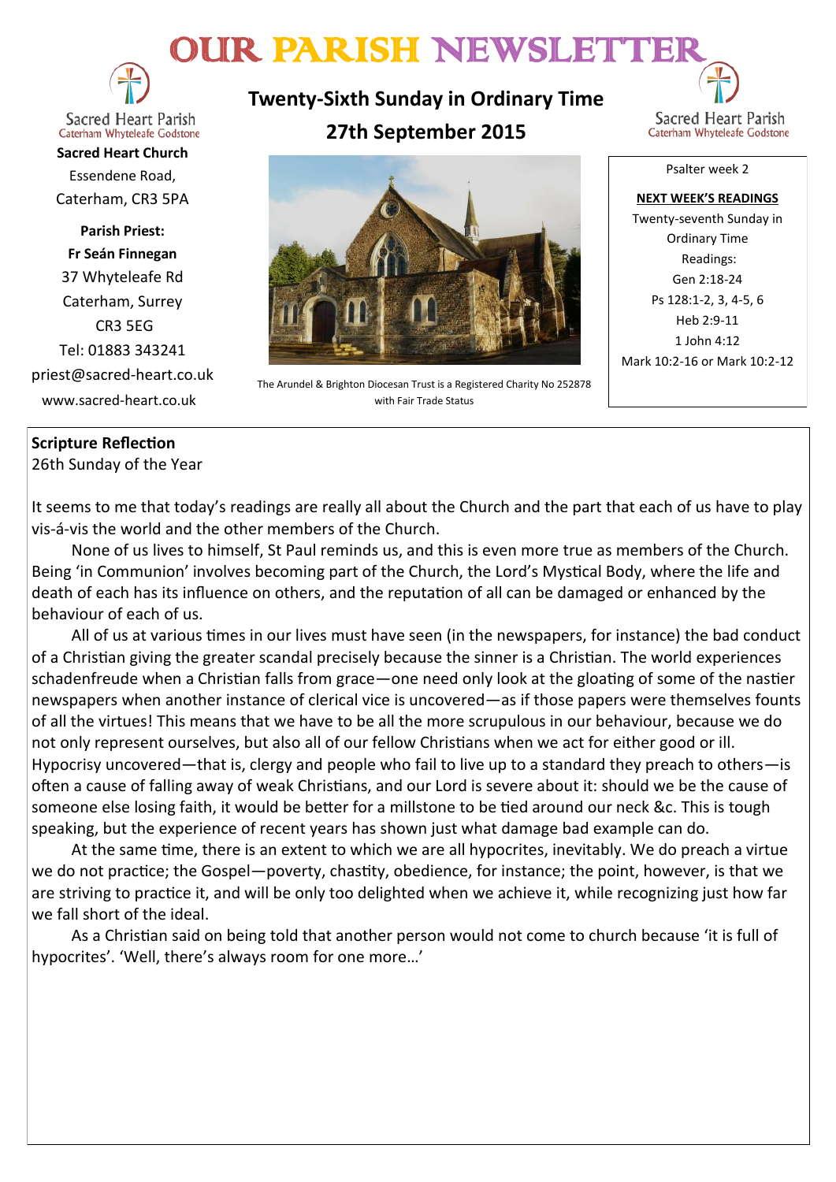# OUR PARISH NEWSLETTER

Sacred Heart Parish
Caterham Whyteleafe Godstone

**Sacred Heart Church**
Essendene Road,
Caterham, CR3 5PA

**Parish Priest:**
**Fr Seán Finnegan**
37 Whyteleafe Rd
Caterham, Surrey
CR3 5EG
Tel: 01883 343241
priest@sacred-heart.co.uk
www.sacred-heart.co.uk

## Twenty-Sixth Sunday in Ordinary Time
## 27th September 2015

The Arundel & Brighton Diocesan Trust is a Registered Charity No 252878 with Fair Trade Status

Psalter week 2

**NEXT WEEK'S READINGS**
Twenty-seventh Sunday in Ordinary Time
Readings:
Gen 2:18-24
Ps 128:1-2, 3, 4-5, 6
Heb 2:9-11
1 John 4:12
Mark 10:2-16 or Mark 10:2-12

**Scripture Reflection**
26th Sunday of the Year

It seems to me that today's readings are really all about the Church and the part that each of us have to play vis-á-vis the world and the other members of the Church.

None of us lives to himself, St Paul reminds us, and this is even more true as members of the Church. Being 'in Communion' involves becoming part of the Church, the Lord's Mystical Body, where the life and death of each has its influence on others, and the reputation of all can be damaged or enhanced by the behaviour of each of us.

All of us at various times in our lives must have seen (in the newspapers, for instance) the bad conduct of a Christian giving the greater scandal precisely because the sinner is a Christian. The world experiences schadenfreude when a Christian falls from grace—one need only look at the gloating of some of the nastier newspapers when another instance of clerical vice is uncovered—as if those papers were themselves founts of all the virtues! This means that we have to be all the more scrupulous in our behaviour, because we do not only represent ourselves, but also all of our fellow Christians when we act for either good or ill. Hypocrisy uncovered—that is, clergy and people who fail to live up to a standard they preach to others—is often a cause of falling away of weak Christians, and our Lord is severe about it: should we be the cause of someone else losing faith, it would be better for a millstone to be tied around our neck &c. This is tough speaking, but the experience of recent years has shown just what damage bad example can do.

At the same time, there is an extent to which we are all hypocrites, inevitably. We do preach a virtue we do not practice; the Gospel—poverty, chastity, obedience, for instance; the point, however, is that we are striving to practice it, and will be only too delighted when we achieve it, while recognizing just how far we fall short of the ideal.

As a Christian said on being told that another person would not come to church because 'it is full of hypocrites'. 'Well, there's always room for one more…'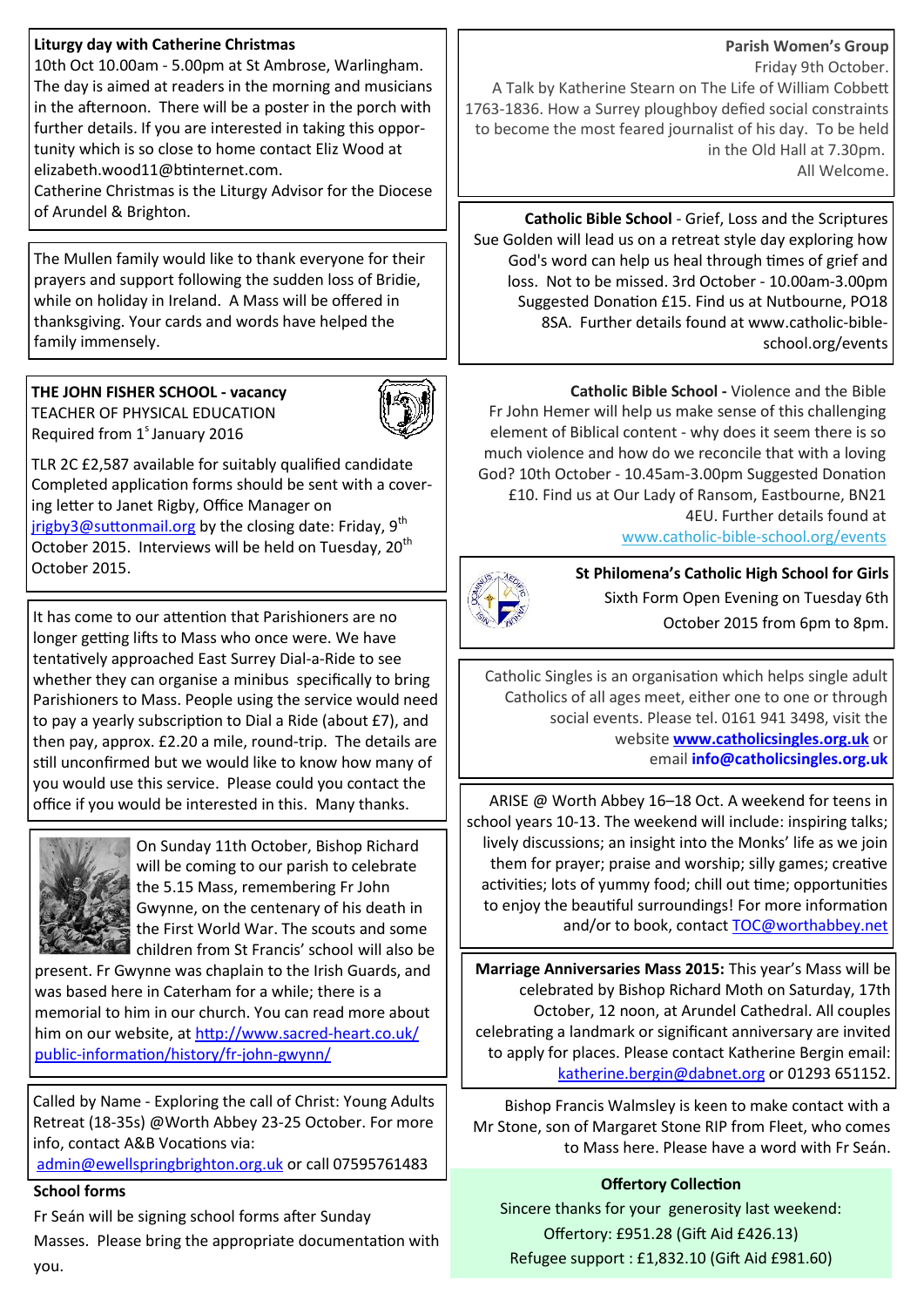**Liturgy day with Catherine Christmas**

10th Oct 10.00am - 5.00pm at St Ambrose, Warlingham. The day is aimed at readers in the morning and musicians in the afternoon. There will be a poster in the porch with further details. If you are interested in taking this opportunity which is so close to home contact Eliz Wood at elizabeth.wood11@btinternet.com.

Catherine Christmas is the Liturgy Advisor for the Diocese of Arundel & Brighton.

The Mullen family would like to thank everyone for their prayers and support following the sudden loss of Bridie, while on holiday in Ireland. A Mass will be offered in thanksgiving. Your cards and words have helped the family immensely.

**THE JOHN FISHER SCHOOL - vacancy**

TEACHER OF PHYSICAL EDUCATION

Required from 1st January 2016

TLR 2C £2,587 available for suitably qualified candidate

Completed application forms should be sent with a covering letter to Janet Rigby, Office Manager on jrigby3@suttonmail.org by the closing date: Friday, 9th October 2015. Interviews will be held on Tuesday, 20th October 2015.

It has come to our attention that Parishioners are no longer getting lifts to Mass who once were. We have tentatively approached East Surrey Dial-a-Ride to see whether they can organise a minibus specifically to bring Parishioners to Mass. People using the service would need to pay a yearly subscription to Dial a Ride (about £7), and then pay, approx. £2.20 a mile, round-trip. The details are still unconfirmed but we would like to know how many of you would use this service. Please could you contact the office if you would be interested in this. Many thanks.

On Sunday 11th October, Bishop Richard will be coming to our parish to celebrate the 5.15 Mass, remembering Fr John Gwynne, on the centenary of his death in the First World War. The scouts and some children from St Francis' school will also be present. Fr Gwynne was chaplain to the Irish Guards, and was based here in Caterham for a while; there is a memorial to him in our church. You can read more about him on our website, at http://www.sacred-heart.co.uk/public-information/history/fr-john-gwynn/

Called by Name - Exploring the call of Christ: Young Adults Retreat (18-35s) @Worth Abbey 23-25 October. For more info, contact A&B Vocations via: admin@ewellspringbrighton.org.uk or call 07595761483

**School forms**

Fr Seán will be signing school forms after Sunday Masses. Please bring the appropriate documentation with you.

**Parish Women's Group**

Friday 9th October.

A Talk by Katherine Stearn on The Life of William Cobbett 1763-1836. How a Surrey ploughboy defied social constraints to become the most feared journalist of his day. To be held in the Old Hall at 7.30pm.

All Welcome.

**Catholic Bible School** - Grief, Loss and the Scriptures

Sue Golden will lead us on a retreat style day exploring how God's word can help us heal through times of grief and loss. Not to be missed. 3rd October - 10.00am-3.00pm Suggested Donation £15. Find us at Nutbourne, PO18 8SA. Further details found at www.catholic-bible-school.org/events

**Catholic Bible School -** Violence and the Bible

Fr John Hemer will help us make sense of this challenging element of Biblical content - why does it seem there is so much violence and how do we reconcile that with a loving God? 10th October - 10.45am-3.00pm Suggested Donation £10. Find us at Our Lady of Ransom, Eastbourne, BN21 4EU. Further details found at www.catholic-bible-school.org/events

**St Philomena's Catholic High School for Girls**

Sixth Form Open Evening on Tuesday 6th October 2015 from 6pm to 8pm.

Catholic Singles is an organisation which helps single adult Catholics of all ages meet, either one to one or through social events. Please tel. 0161 941 3498, visit the website **www.catholicsingles.org.uk** or email **info@catholicsingles.org.uk**

ARISE @ Worth Abbey 16–18 Oct. A weekend for teens in school years 10-13. The weekend will include: inspiring talks; lively discussions; an insight into the Monks' life as we join them for prayer; praise and worship; silly games; creative activities; lots of yummy food; chill out time; opportunities to enjoy the beautiful surroundings! For more information and/or to book, contact TOC@worthabbey.net

**Marriage Anniversaries Mass 2015:** This year's Mass will be celebrated by Bishop Richard Moth on Saturday, 17th October, 12 noon, at Arundel Cathedral. All couples celebrating a landmark or significant anniversary are invited to apply for places. Please contact Katherine Bergin email: katherine.bergin@dabnet.org or 01293 651152.

Bishop Francis Walmsley is keen to make contact with a Mr Stone, son of Margaret Stone RIP from Fleet, who comes to Mass here. Please have a word with Fr Seán.

**Offertory Collection**

Sincere thanks for your generosity last weekend:

Offertory: £951.28 (Gift Aid £426.13)

Refugee support : £1,832.10 (Gift Aid £981.60)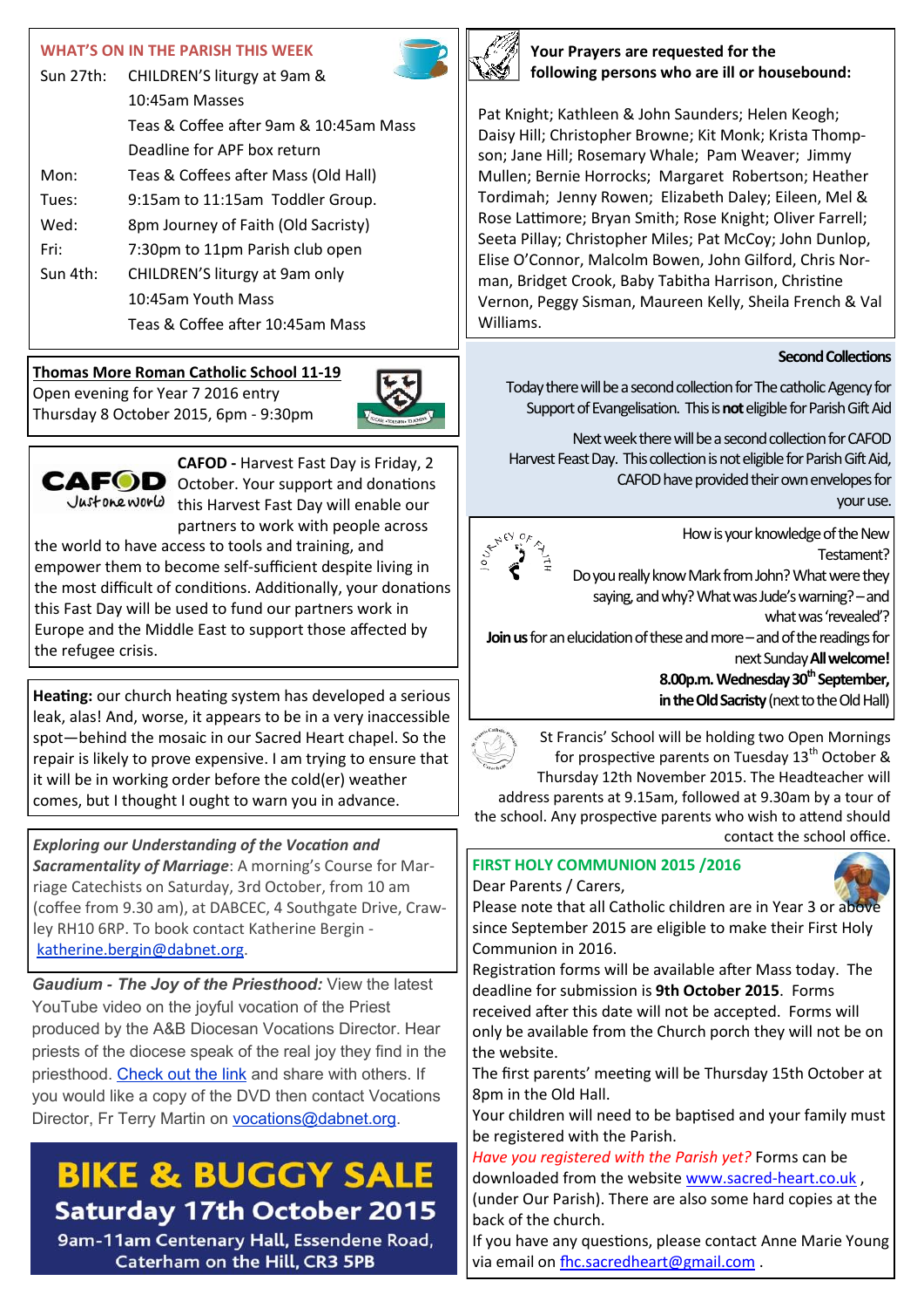## WHAT'S ON IN THE PARISH THIS WEEK

| | |
|---|---|
| Sun 27th: | CHILDREN'S liturgy at 9am & 10:45am Masses |
| | Teas & Coffee after 9am & 10:45am Mass |
| | Deadline for APF box return |
| Mon: | Teas & Coffees after Mass (Old Hall) |
| Tues: | 9:15am to 11:15am Toddler Group. |
| Wed: | 8pm Journey of Faith (Old Sacristy) |
| Fri: | 7:30pm to 11pm Parish club open |
| Sun 4th: | CHILDREN'S liturgy at 9am only |
| | 10:45am Youth Mass |
| | Teas & Coffee after 10:45am Mass |

**Thomas More Roman Catholic School 11-19**
Open evening for Year 7 2016 entry
Thursday 8 October 2015, 6pm - 9:30pm

**CAFOD -** Harvest Fast Day is Friday, 2 October. Your support and donations this Harvest Fast Day will enable our partners to work with people across the world to have access to tools and training, and empower them to become self-sufficient despite living in the most difficult of conditions. Additionally, your donations this Fast Day will be used to fund our partners work in Europe and the Middle East to support those affected by the refugee crisis.

**Heating:** our church heating system has developed a serious leak, alas! And, worse, it appears to be in a very inaccessible spot—behind the mosaic in our Sacred Heart chapel. So the repair is likely to prove expensive. I am trying to ensure that it will be in working order before the cold(er) weather comes, but I thought I ought to warn you in advance.

***Exploring our Understanding of the Vocation and Sacramentality of Marriage***: A morning's Course for Marriage Catechists on Saturday, 3rd October, from 10 am (coffee from 9.30 am), at DABCEC, 4 Southgate Drive, Crawley RH10 6RP. To book contact Katherine Bergin - katherine.bergin@dabnet.org.

***Gaudium - The Joy of the Priesthood:*** View the latest YouTube video on the joyful vocation of the Priest produced by the A&B Diocesan Vocations Director. Hear priests of the diocese speak of the real joy they find in the priesthood. Check out the link and share with others. If you would like a copy of the DVD then contact Vocations Director, Fr Terry Martin on vocations@dabnet.org.

# BIKE & BUGGY SALE
## Saturday 17th October 2015
9am-11am Centenary Hall, Essendene Road, Caterham on the Hill, CR3 5PB

**Your Prayers are requested for the following persons who are ill or housebound:**

Pat Knight; Kathleen & John Saunders; Helen Keogh; Daisy Hill; Christopher Browne; Kit Monk; Krista Thompson; Jane Hill; Rosemary Whale; Pam Weaver; Jimmy Mullen; Bernie Horrocks; Margaret Robertson; Heather Tordimah; Jenny Rowen; Elizabeth Daley; Eileen, Mel & Rose Lattimore; Bryan Smith; Rose Knight; Oliver Farrell; Seeta Pillay; Christopher Miles; Pat McCoy; John Dunlop, Elise O'Connor, Malcolm Bowen, John Gilford, Chris Norman, Bridget Crook, Baby Tabitha Harrison, Christine Vernon, Peggy Sisman, Maureen Kelly, Sheila French & Val Williams.

**Second Collections**

Today there will be a second collection for The catholic Agency for Support of Evangelisation. This is **not** eligible for Parish Gift Aid

Next week there will be a second collection for CAFOD Harvest Feast Day. This collection is not eligible for Parish Gift Aid, CAFOD have provided their own envelopes for your use.

How is your knowledge of the New Testament?
Do you really know Mark from John? What were they saying, and why? What was Jude's warning? – and what was 'revealed'?
**Join us** for an elucidation of these and more – and of the readings for next Sunday **All welcome!**
**8.00p.m. Wednesday 30th September, in the Old Sacristy** (next to the Old Hall)

St Francis' School will be holding two Open Mornings for prospective parents on Tuesday 13th October & Thursday 12th November 2015. The Headteacher will address parents at 9.15am, followed at 9.30am by a tour of the school. Any prospective parents who wish to attend should contact the school office.

## FIRST HOLY COMMUNION 2015 /2016

Dear Parents / Carers,
Please note that all Catholic children are in Year 3 or above since September 2015 are eligible to make their First Holy Communion in 2016.
Registration forms will be available after Mass today. The deadline for submission is **9th October 2015**. Forms received after this date will not be accepted. Forms will only be available from the Church porch they will not be on the website.
The first parents' meeting will be Thursday 15th October at 8pm in the Old Hall.
Your children will need to be baptised and your family must be registered with the Parish.
*Have you registered with the Parish yet?* Forms can be downloaded from the website www.sacred-heart.co.uk , (under Our Parish). There are also some hard copies at the back of the church.
If you have any questions, please contact Anne Marie Young via email on fhc.sacredheart@gmail.com .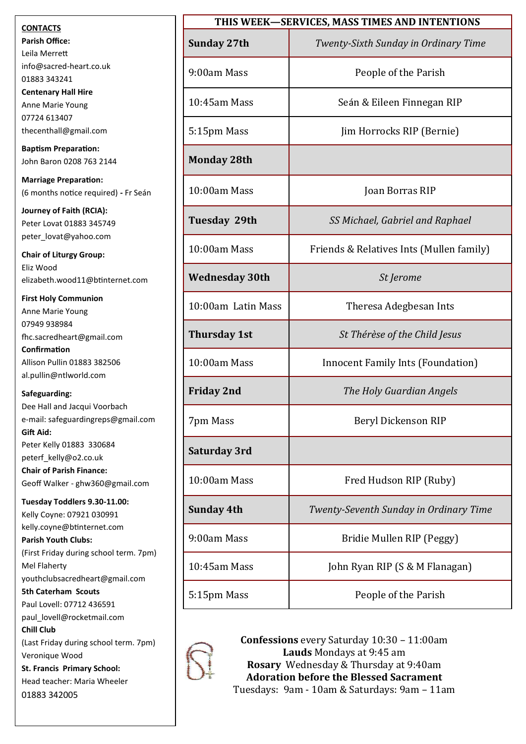## CONTACTS

**Parish Office:**
Leila Merrett
info@sacred-heart.co.uk
01883 343241

**Centenary Hall Hire**
Anne Marie Young
07724 613407
thecenthall@gmail.com

**Baptism Preparation:**
John Baron 0208 763 2144

**Marriage Preparation:**
(6 months notice required) **-** Fr Seán

**Journey of Faith (RCIA):**
Peter Lovat 01883 345749
peter_lovat@yahoo.com

**Chair of Liturgy Group:**
Eliz Wood
elizabeth.wood11@btinternet.com

**First Holy Communion**
Anne Marie Young
07949 938984
fhc.sacredheart@gmail.com

**Confirmation**
Allison Pullin 01883 382506
al.pullin@ntlworld.com

**Safeguarding:**
Dee Hall and Jacqui Voorbach
e-mail: safeguardingreps@gmail.com

**Gift Aid:**
Peter Kelly 01883 330684
peterf_kelly@o2.co.uk

**Chair of Parish Finance:**
Geoff Walker - ghw360@gmail.com

**Tuesday Toddlers 9.30-11.00:**
Kelly Coyne: 07921 030991
kelly.coyne@btinternet.com

**Parish Youth Clubs:**
(First Friday during school term. 7pm)
Mel Flaherty
youthclubsacredheart@gmail.com

**5th Caterham Scouts**
Paul Lovell: 07712 436591
paul_lovell@rocketmail.com

**Chill Club**
(Last Friday during school term. 7pm)
Veronique Wood

**St. Francis Primary School:**
Head teacher: Maria Wheeler
01883 342005

## THIS WEEK—SERVICES, MASS TIMES AND INTENTIONS

| | |
|---|---|
| **Sunday 27th** | *Twenty-Sixth Sunday in Ordinary Time* |
| 9:00am Mass | People of the Parish |
| 10:45am Mass | Seán & Eileen Finnegan RIP |
| 5:15pm Mass | Jim Horrocks RIP (Bernie) |
| **Monday 28th** | |
| 10:00am Mass | Joan Borras RIP |
| **Tuesday 29th** | *SS Michael, Gabriel and Raphael* |
| 10:00am Mass | Friends & Relatives Ints (Mullen family) |
| **Wednesday 30th** | *St Jerome* |
| 10:00am Latin Mass | Theresa Adegbesan Ints |
| **Thursday 1st** | *St Thérèse of the Child Jesus* |
| 10:00am Mass | Innocent Family Ints (Foundation) |
| **Friday 2nd** | *The Holy Guardian Angels* |
| 7pm Mass | Beryl Dickenson RIP |
| **Saturday 3rd** | |
| 10:00am Mass | Fred Hudson RIP (Ruby) |
| **Sunday 4th** | *Twenty-Seventh Sunday in Ordinary Time* |
| 9:00am Mass | Bridie Mullen RIP (Peggy) |
| 10:45am Mass | John Ryan RIP (S & M Flanagan) |
| 5:15pm Mass | People of the Parish |

**Confessions** every Saturday 10:30 – 11:00am
**Lauds** Mondays at 9:45 am
**Rosary** Wednesday & Thursday at 9:40am
**Adoration before the Blessed Sacrament**
Tuesdays: 9am - 10am & Saturdays: 9am – 11am